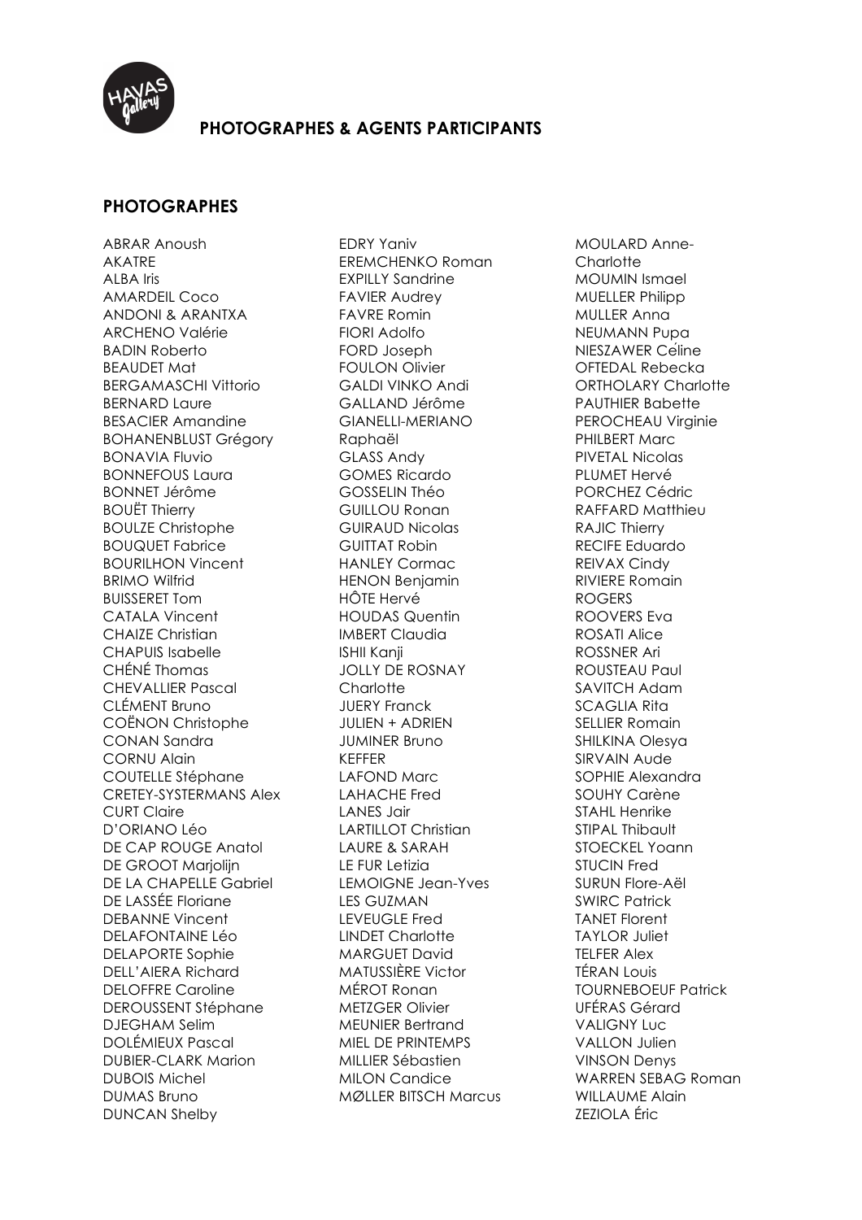# PHOTOGRAPHES & AGENTS PARTICIPANTS

## PHOTOGRAPHES

ABRAR Anoush
AKATRE
ALBA Iris
AMARDEIL Coco
ANDONI & ARANTXA
ARCHENO Valérie
BADIN Roberto
BEAUDET Mat
BERGAMASCHI Vittorio
BERNARD Laure
BESACIER Amandine
BOHANENBLUST Grégory
BONAVIA Fluvio
BONNEFOUS Laura
BONNET Jérôme
BOUËT Thierry
BOULZE Christophe
BOUQUET Fabrice
BOURILHON Vincent
BRIMO Wilfrid
BUISSERET Tom
CATALA Vincent
CHAIZE Christian
CHAPUIS Isabelle
CHÉNÉ Thomas
CHEVALLIER Pascal
CLÉMENT Bruno
COËNON Christophe
CONAN Sandra
CORNU Alain
COUTELLE Stéphane
CRETEY-SYSTERMANS Alex
CURT Claire
D'ORIANO Léo
DE CAP ROUGE Anatol
DE GROOT Marjolijn
DE LA CHAPELLE Gabriel
DE LASSÉE Floriane
DEBANNE Vincent
DELAFONTAINE Léo
DELAPORTE Sophie
DELL'AIERA Richard
DELOFFRE Caroline
DEROUSSENT Stéphane
DJEGHAM Selim
DOLÉMIEUX Pascal
DUBIER-CLARK Marion
DUBOIS Michel
DUMAS Bruno
DUNCAN Shelby
EDRY Yaniv
EREMCHENKO Roman
EXPILLY Sandrine
FAVIER Audrey
FAVRE Romin
FIORI Adolfo
FORD Joseph
FOULON Olivier
GALDI VINKO Andi
GALLAND Jérôme
GIANELLI-MERIANO Raphaël
GLASS Andy
GOMES Ricardo
GOSSELIN Théo
GUILLOU Ronan
GUIRAUD Nicolas
GUITTAT Robin
HANLEY Cormac
HENON Benjamin
HÔTE Hervé
HOUDAS Quentin
IMBERT Claudia
ISHII Kanji
JOLLY DE ROSNAY Charlotte
JUERY Franck
JULIEN + ADRIEN
JUMINER Bruno
KEFFER
LAFOND Marc
LAHACHE Fred
LANES Jair
LARTILLOT Christian
LAURE & SARAH
LE FUR Letizia
LEMOIGNE Jean-Yves
LES GUZMAN
LEVEUGLE Fred
LINDET Charlotte
MARGUET David
MATUSSIÈRE Victor
MÉROT Ronan
METZGER Olivier
MEUNIER Bertrand
MIEL DE PRINTEMPS
MILLIER Sébastien
MILON Candice
MØLLER BITSCH Marcus
MOULARD Anne-Charlotte
MOUMIN Ismael
MUELLER Philipp
MULLER Anna
NEUMANN Pupa
NIESZAWER Celine
OFTEDAL Rebecka
ORTHOLARY Charlotte
PAUTHIER Babette
PEROCHEAU Virginie
PHILBERT Marc
PIVETAL Nicolas
PLUMET Hervé
PORCHEZ Cédric
RAFFARD Matthieu
RAJIC Thierry
RECIFE Eduardo
REIVAX Cindy
RIVIERE Romain
ROGERS
ROOVERS Eva
ROSATI Alice
ROSSNER Ari
ROUSTEAU Paul
SAVITCH Adam
SCAGLIA Rita
SELLIER Romain
SHILKINA Olesya
SIRVAIN Aude
SOPHIE Alexandra
SOUHY Carène
STAHL Henrike
STIPAL Thibault
STOECKEL Yoann
STUCIN Fred
SURUN Flore-Aël
SWIRC Patrick
TANET Florent
TAYLOR Juliet
TELFER Alex
TÉRAN Louis
TOURNEBOEUF Patrick
UFÉRAS Gérard
VALIGNY Luc
VALLON Julien
VINSON Denys
WARREN SEBAG Roman
WILLAUME Alain
ZEZIOLA Éric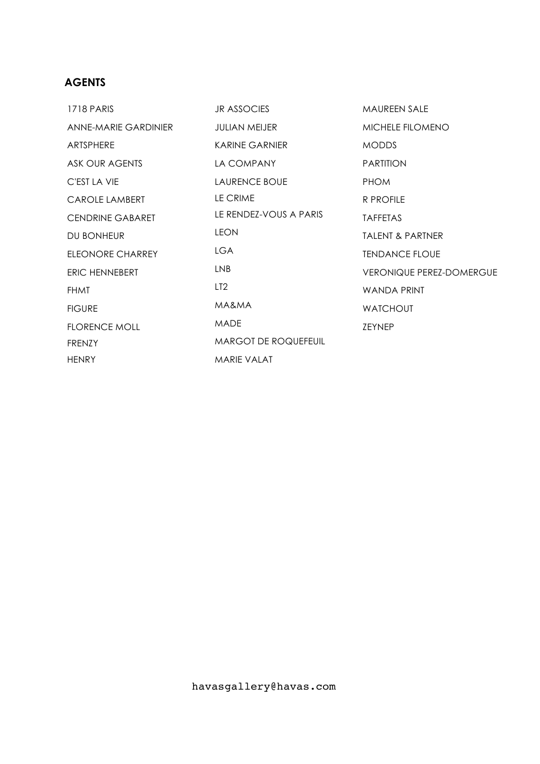## AGENTS

1718 PARIS
ANNE-MARIE GARDINIER
ARTSPHERE
ASK OUR AGENTS
C'EST LA VIE
CAROLE LAMBERT
CENDRINE GABARET
DU BONHEUR
ELEONORE CHARREY
ERIC HENNEBERT
FHMT
FIGURE
FLORENCE MOLL
FRENZY
HENRY
JR ASSOCIES
JULIAN MEIJER
KARINE GARNIER
LA COMPANY
LAURENCE BOUE
LE CRIME
LE RENDEZ-VOUS A PARIS
LEON
LGA
LNB
LT2
MA&MA
MADE
MARGOT DE ROQUEFEUIL
MARIE VALAT
MAUREEN SALE
MICHELE FILOMENO
MODDS
PARTITION
PHOM
R PROFILE
TAFFETAS
TALENT & PARTNER
TENDANCE FLOUE
VERONIQUE PEREZ-DOMERGUE
WANDA PRINT
WATCHOUT
ZEYNEP

havasgallery@havas.com